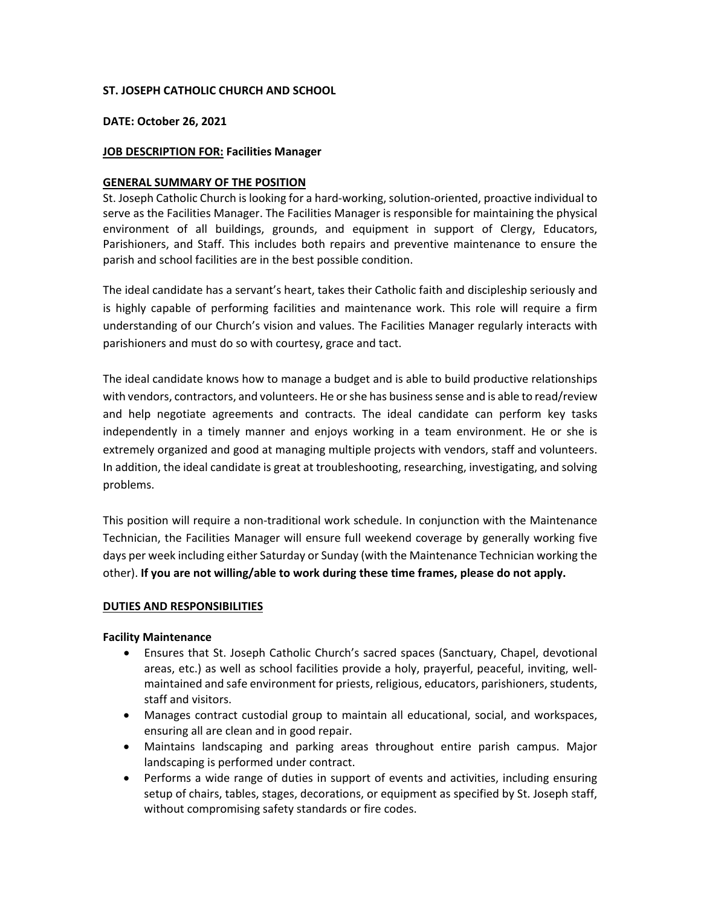**ST. JOSEPH CATHOLIC CHURCH AND SCHOOL**

**DATE: October 26, 2021**

**JOB DESCRIPTION FOR: Facilities Manager**

## GENERAL SUMMARY OF THE POSITION

St. Joseph Catholic Church is looking for a hard-working, solution-oriented, proactive individual to serve as the Facilities Manager. The Facilities Manager is responsible for maintaining the physical environment of all buildings, grounds, and equipment in support of Clergy, Educators, Parishioners, and Staff. This includes both repairs and preventive maintenance to ensure the parish and school facilities are in the best possible condition.

The ideal candidate has a servant's heart, takes their Catholic faith and discipleship seriously and is highly capable of performing facilities and maintenance work. This role will require a firm understanding of our Church's vision and values. The Facilities Manager regularly interacts with parishioners and must do so with courtesy, grace and tact.

The ideal candidate knows how to manage a budget and is able to build productive relationships with vendors, contractors, and volunteers. He or she has business sense and is able to read/review and help negotiate agreements and contracts. The ideal candidate can perform key tasks independently in a timely manner and enjoys working in a team environment. He or she is extremely organized and good at managing multiple projects with vendors, staff and volunteers. In addition, the ideal candidate is great at troubleshooting, researching, investigating, and solving problems.

This position will require a non-traditional work schedule. In conjunction with the Maintenance Technician, the Facilities Manager will ensure full weekend coverage by generally working five days per week including either Saturday or Sunday (with the Maintenance Technician working the other). **If you are not willing/able to work during these time frames, please do not apply.**

## DUTIES AND RESPONSIBILITIES

### Facility Maintenance

- Ensures that St. Joseph Catholic Church's sacred spaces (Sanctuary, Chapel, devotional areas, etc.) as well as school facilities provide a holy, prayerful, peaceful, inviting, well-maintained and safe environment for priests, religious, educators, parishioners, students, staff and visitors.
- Manages contract custodial group to maintain all educational, social, and workspaces, ensuring all are clean and in good repair.
- Maintains landscaping and parking areas throughout entire parish campus. Major landscaping is performed under contract.
- Performs a wide range of duties in support of events and activities, including ensuring setup of chairs, tables, stages, decorations, or equipment as specified by St. Joseph staff, without compromising safety standards or fire codes.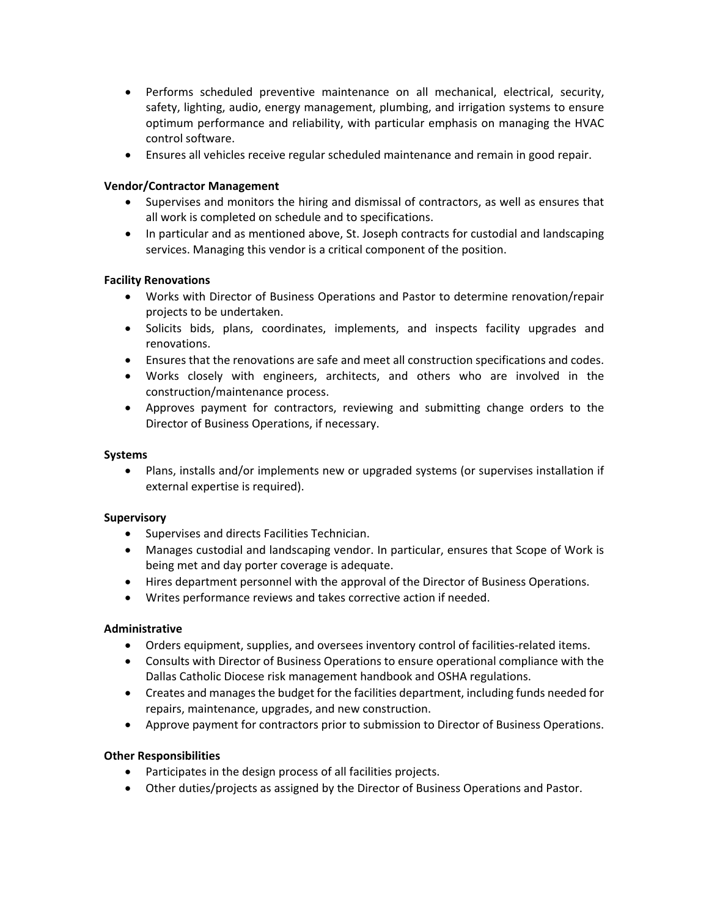- Performs scheduled preventive maintenance on all mechanical, electrical, security, safety, lighting, audio, energy management, plumbing, and irrigation systems to ensure optimum performance and reliability, with particular emphasis on managing the HVAC control software.
- Ensures all vehicles receive regular scheduled maintenance and remain in good repair.

**Vendor/Contractor Management**

- Supervises and monitors the hiring and dismissal of contractors, as well as ensures that all work is completed on schedule and to specifications.
- In particular and as mentioned above, St. Joseph contracts for custodial and landscaping services. Managing this vendor is a critical component of the position.

**Facility Renovations**

- Works with Director of Business Operations and Pastor to determine renovation/repair projects to be undertaken.
- Solicits bids, plans, coordinates, implements, and inspects facility upgrades and renovations.
- Ensures that the renovations are safe and meet all construction specifications and codes.
- Works closely with engineers, architects, and others who are involved in the construction/maintenance process.
- Approves payment for contractors, reviewing and submitting change orders to the Director of Business Operations, if necessary.

**Systems**

- Plans, installs and/or implements new or upgraded systems (or supervises installation if external expertise is required).

**Supervisory**

- Supervises and directs Facilities Technician.
- Manages custodial and landscaping vendor. In particular, ensures that Scope of Work is being met and day porter coverage is adequate.
- Hires department personnel with the approval of the Director of Business Operations.
- Writes performance reviews and takes corrective action if needed.

**Administrative**

- Orders equipment, supplies, and oversees inventory control of facilities-related items.
- Consults with Director of Business Operations to ensure operational compliance with the Dallas Catholic Diocese risk management handbook and OSHA regulations.
- Creates and manages the budget for the facilities department, including funds needed for repairs, maintenance, upgrades, and new construction.
- Approve payment for contractors prior to submission to Director of Business Operations.

**Other Responsibilities**

- Participates in the design process of all facilities projects.
- Other duties/projects as assigned by the Director of Business Operations and Pastor.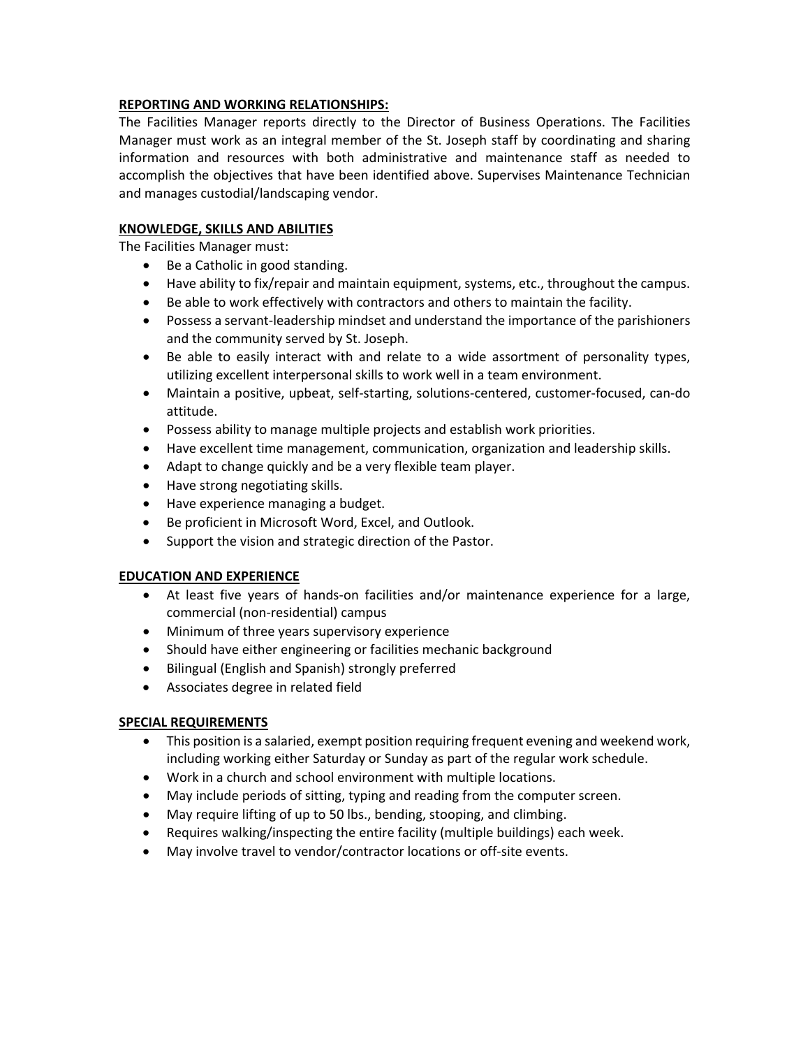**REPORTING AND WORKING RELATIONSHIPS:**

The Facilities Manager reports directly to the Director of Business Operations. The Facilities Manager must work as an integral member of the St. Joseph staff by coordinating and sharing information and resources with both administrative and maintenance staff as needed to accomplish the objectives that have been identified above. Supervises Maintenance Technician and manages custodial/landscaping vendor.

**KNOWLEDGE, SKILLS AND ABILITIES**

The Facilities Manager must:

- Be a Catholic in good standing.
- Have ability to fix/repair and maintain equipment, systems, etc., throughout the campus.
- Be able to work effectively with contractors and others to maintain the facility.
- Possess a servant-leadership mindset and understand the importance of the parishioners and the community served by St. Joseph.
- Be able to easily interact with and relate to a wide assortment of personality types, utilizing excellent interpersonal skills to work well in a team environment.
- Maintain a positive, upbeat, self-starting, solutions-centered, customer-focused, can-do attitude.
- Possess ability to manage multiple projects and establish work priorities.
- Have excellent time management, communication, organization and leadership skills.
- Adapt to change quickly and be a very flexible team player.
- Have strong negotiating skills.
- Have experience managing a budget.
- Be proficient in Microsoft Word, Excel, and Outlook.
- Support the vision and strategic direction of the Pastor.

**EDUCATION AND EXPERIENCE**

- At least five years of hands-on facilities and/or maintenance experience for a large, commercial (non-residential) campus
- Minimum of three years supervisory experience
- Should have either engineering or facilities mechanic background
- Bilingual (English and Spanish) strongly preferred
- Associates degree in related field

**SPECIAL REQUIREMENTS**

- This position is a salaried, exempt position requiring frequent evening and weekend work, including working either Saturday or Sunday as part of the regular work schedule.
- Work in a church and school environment with multiple locations.
- May include periods of sitting, typing and reading from the computer screen.
- May require lifting of up to 50 lbs., bending, stooping, and climbing.
- Requires walking/inspecting the entire facility (multiple buildings) each week.
- May involve travel to vendor/contractor locations or off-site events.